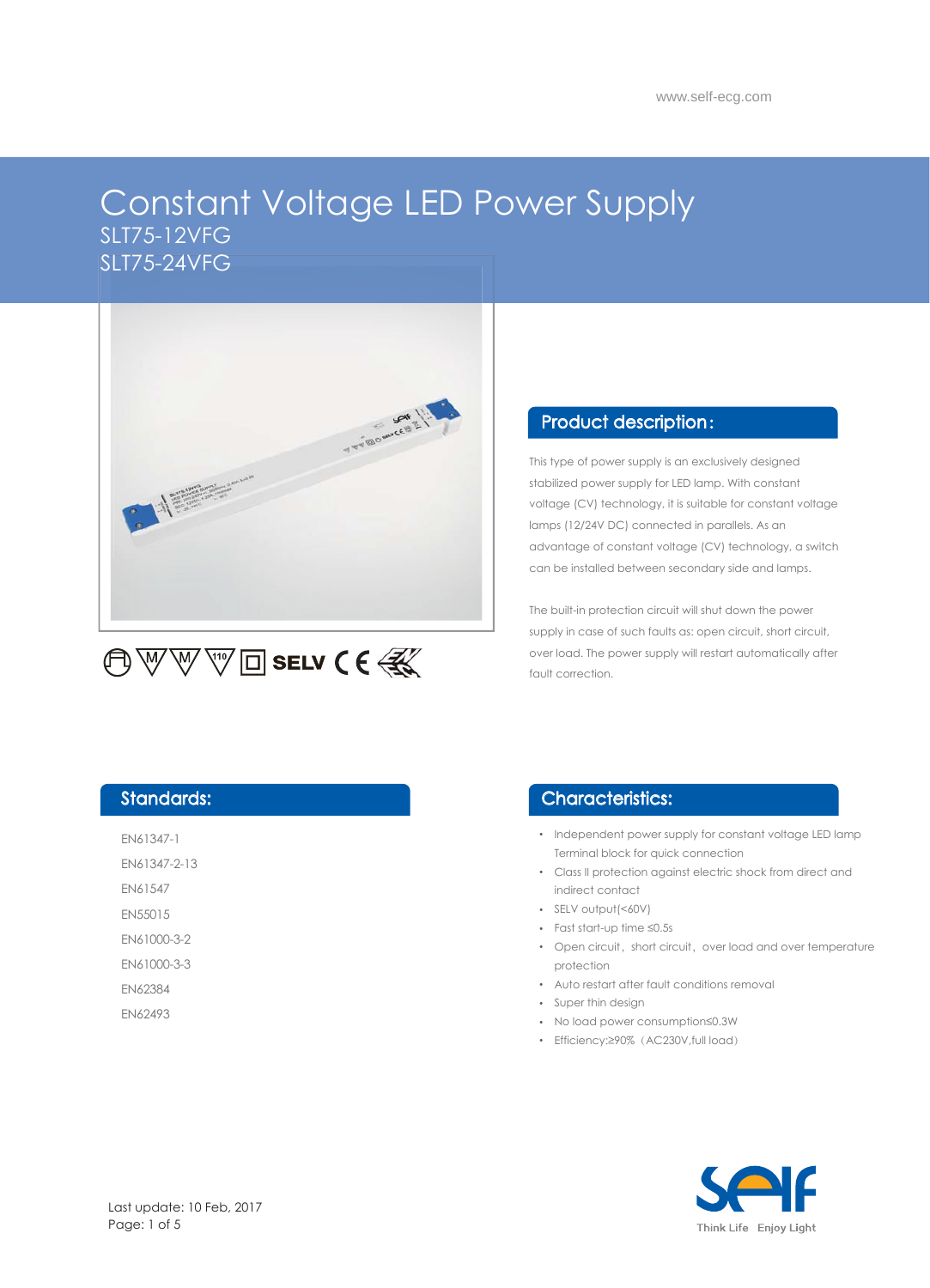# Constant Voltage LED Power Supply

SLT75-12VFG
SLT75-24VFG

SELV

## Product description:

This type of power supply is an exclusively designed stabilized power supply for LED lamp. With constant voltage (CV) technology, it is suitable for constant voltage lamps (12/24V DC) connected in parallels. As an advantage of constant voltage (CV) technology, a switch can be installed between secondary side and lamps.

The built-in protection circuit will shut down the power supply in case of such faults as: open circuit, short circuit, over load. The power supply will restart automatically after fault correction.

## Standards:

EN61347-1

EN61347-2-13

EN61547

EN55015

EN61000-3-2

EN61000-3-3

EN62384

EN62493

## Characteristics:

- Independent power supply for constant voltage LED lamp Terminal block for quick connection
- Class II protection against electric shock from direct and indirect contact
- SELV output(<60V)
- Fast start-up time ≤0.5s
- Open circuit，short circuit，over load and over temperature protection
- Auto restart after fault conditions removal
- Super thin design
- No load power consumption≤0.3W
- Efficiency:≥90%（AC230V,full load）

Last update: 10 Feb, 2017

Think Life Enjoy Light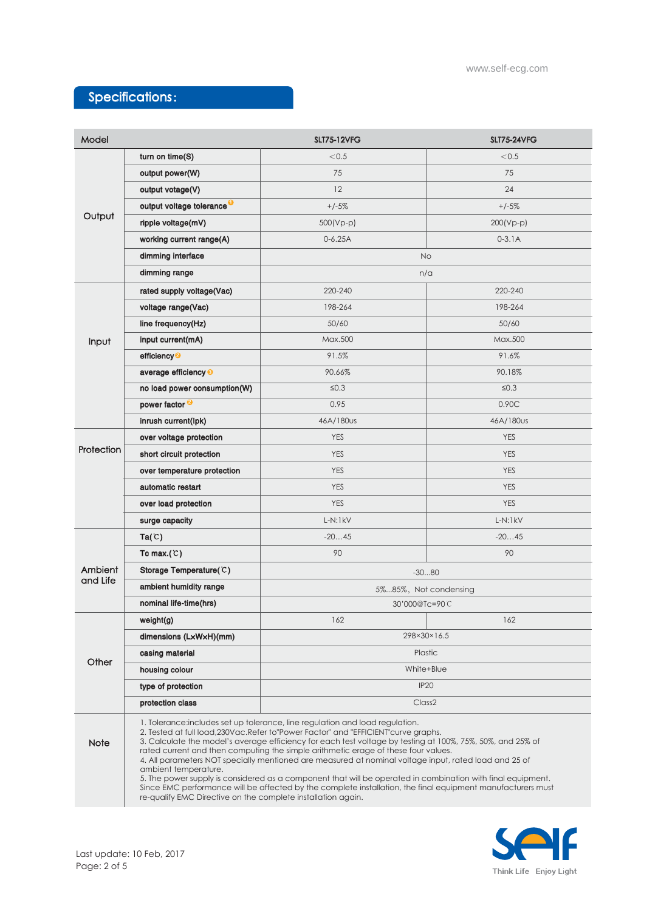## Specifications:

| Model | | SLT75-12VFG | SLT75-24VFG |
|---|---|---|---|
| Output | turn on time(S) | <0.5 | <0.5 |
| | output power(W) | 75 | 75 |
| | output votage(V) | 12 | 24 |
| | output voltage tolerance [1] | +/-5% | +/-5% |
| | ripple voltage(mV) | 500(Vp-p) | 200(Vp-p) |
| | working current range(A) | 0-6.25A | 0-3.1A |
| | dimming interface | No | |
| | dimming range | n/a | |
| Input | rated supply voltage(Vac) | 220-240 | 220-240 |
| | voltage range(Vac) | 198-264 | 198-264 |
| | line frequency(Hz) | 50/60 | 50/60 |
| | input current(mA) | Max.500 | Max.500 |
| | efficiency [2] | 91.5% | 91.6% |
| | average efficiency [3] | 90.66% | 90.18% |
| | no load power consumption(W) | ≤0.3 | ≤0.3 |
| | power factor [2] | 0.95 | 0.90C |
| | inrush current(Ipk) | 46A/180us | 46A/180us |
| Protection | over voltage protection | YES | YES |
| | short circuit protection | YES | YES |
| | over temperature protection | YES | YES |
| | automatic restart | YES | YES |
| | over load protection | YES | YES |
| | surge capacity | L-N:1kV | L-N:1kV |
| Ambient and Life | Ta(℃) | -20…45 | -20…45 |
| | Tc max.(℃) | 90 | 90 |
| | Storage Temperature(℃) | -30...80 | |
| | ambient humidity range | 5%...85%，Not condensing | |
| | nominal life-time(hrs) | 30'000@Tc=90℃ | |
| Other | weight(g) | 162 | 162 |
| | dimensions (LxWxH)(mm) | 298×30×16.5 | |
| | casing material | Plastic | |
| | housing colour | White+Blue | |
| | type of protection | IP20 | |
| | protection class | Class2 | |

**Note**

1. Tolerance:includes set up tolerance, line regulation and load regulation.
2. Tested at full load,230Vac.Refer to"Power Factor" and "EFFICIENT"curve graphs.
3. Calculate the model's average efficiency for each test voltage by testing at 100%, 75%, 50%, and 25% of rated current and then computing the simple arithmetic erage of these four values.
4. All parameters NOT specially mentioned are measured at nominal voltage input, rated load and 25 of ambient temperature.
5. The power supply is considered as a component that will be operated in combination with final equipment. Since EMC performance will be affected by the complete installation, the final equipment manufacturers must re-qualify EMC Directive on the complete installation again.

Last update: 10 Feb, 2017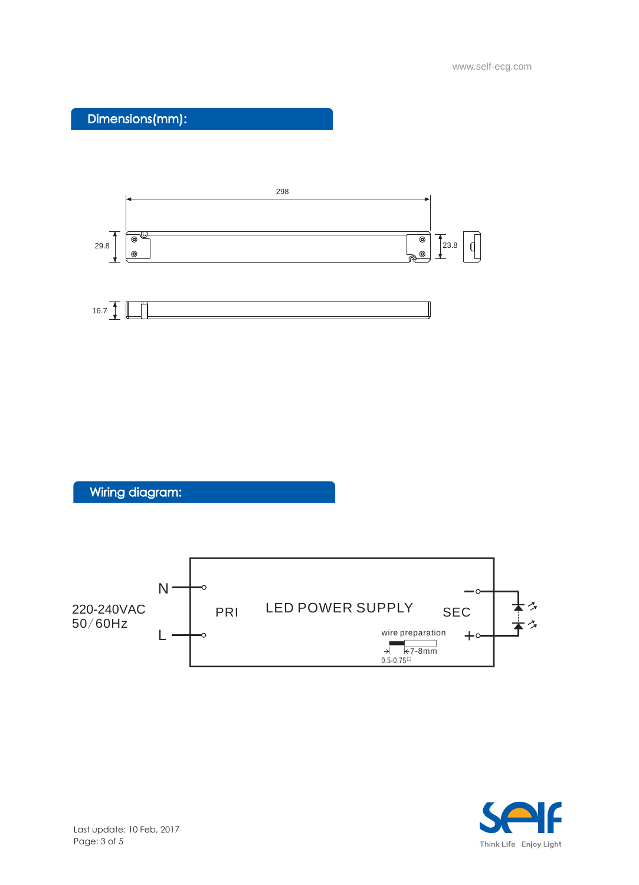## Dimensions(mm):

298

29.8

23.8

16.7

## Wiring diagram:

220-240VAC
50/60Hz

N

L

PRI

LED POWER SUPPLY

SEC

wire preparation

7-8mm

0.5-0.75□

Last update: 10 Feb, 2017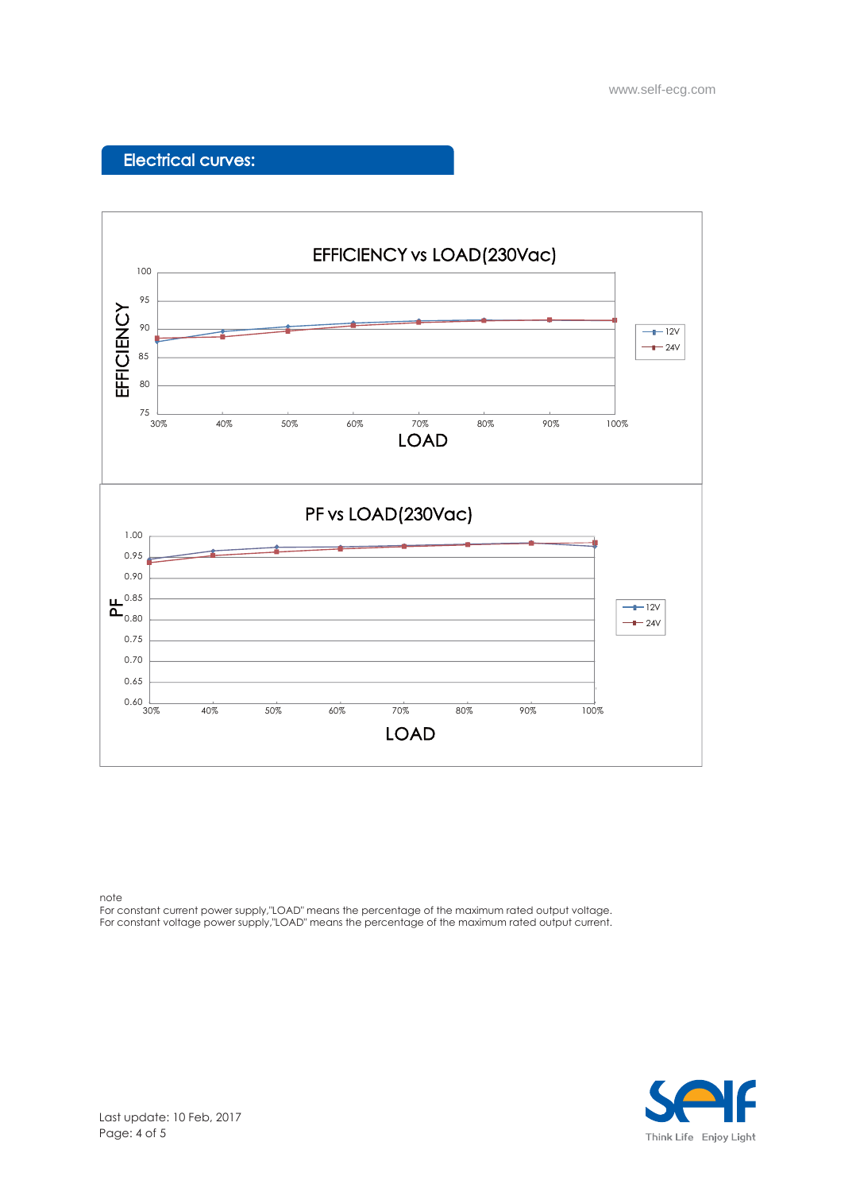## Electrical curves:

EFFICIENCY vs LOAD(230Vac)

PF vs LOAD(230Vac)

note
For constant current power supply,"LOAD" means the percentage of the maximum rated output voltage.
For constant voltage power supply,"LOAD" means the percentage of the maximum rated output current.

Last update: 10 Feb, 2017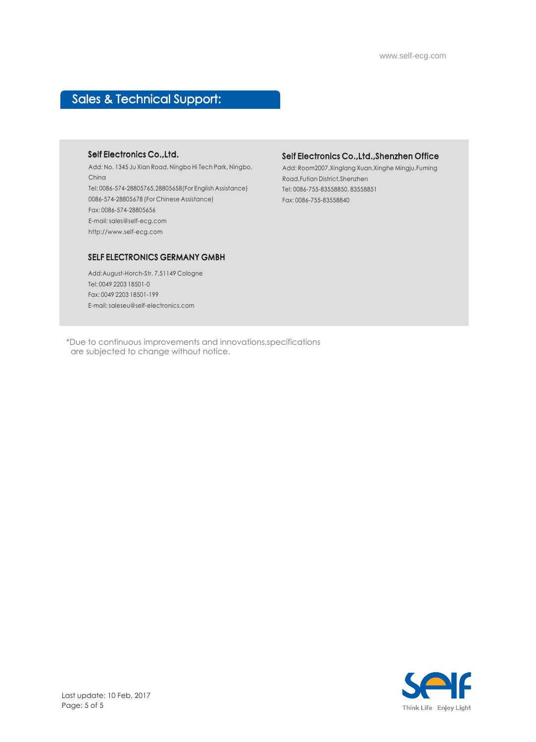## Sales & Technical Support:

### Self Electronics Co.,Ltd.

Add: No. 1345 Ju Xian Road, Ningbo Hi Tech Park, Ningbo, China
Tel: 0086-574-28805765,28805658(For English Assistance)
0086-574-28805678 (For Chinese Assistance)
Fax: 0086-574-28805656
E-mail: sales@self-ecg.com
http://www.self-ecg.com

### SELF ELECTRONICS GERMANY GMBH

Add:August-Horch-Str. 7,51149 Cologne
Tel: 0049 2203 18501-0
Fax: 0049 2203 18501-199
E-mail: saleseu@self-electronics.com

### Self Electronics Co.,Ltd.,Shenzhen Office

Add: Room2007,Xinglang Xuan,Xinghe Mingju,Fuming Road,Futian District,Shenzhen
Tel: 0086-755-83558850, 83558851
Fax: 0086-755-83558840

*Due to continuous improvements and innovations,specifications are subjected to change without notice.

Last update: 10 Feb, 2017

Think Life Enjoy Light